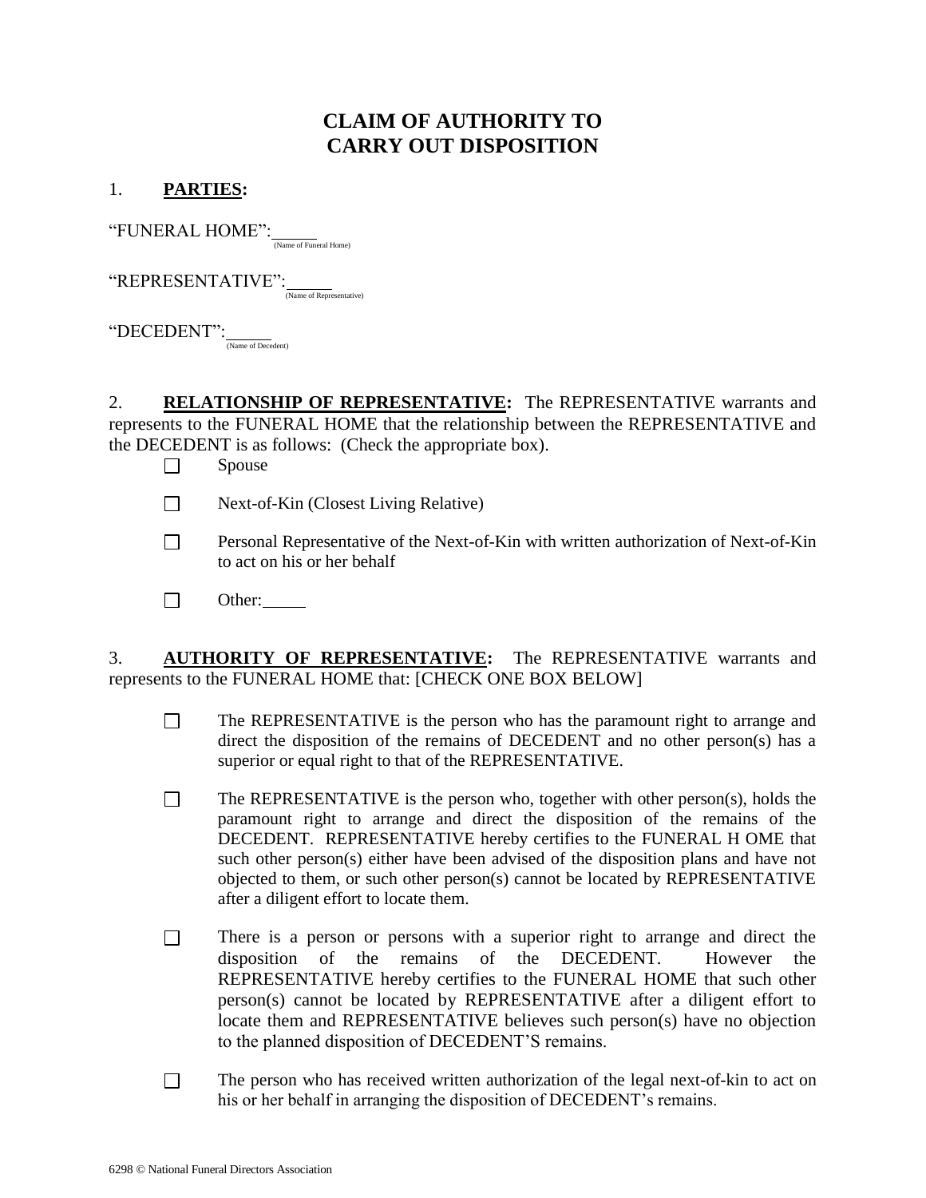# CLAIM OF AUTHORITY TO CARRY OUT DISPOSITION

1. **PARTIES:**

"FUNERAL HOME": _____ (Name of Funeral Home)

"REPRESENTATIVE": _____ (Name of Representative)

"DECEDENT": _____ (Name of Decedent)

2. **RELATIONSHIP OF REPRESENTATIVE:** The REPRESENTATIVE warrants and represents to the FUNERAL HOME that the relationship between the REPRESENTATIVE and the DECEDENT is as follows: (Check the appropriate box).

☐ Spouse

☐ Next-of-Kin (Closest Living Relative)

☐ Personal Representative of the Next-of-Kin with written authorization of Next-of-Kin to act on his or her behalf

☐ Other: _____

3. **AUTHORITY OF REPRESENTATIVE:** The REPRESENTATIVE warrants and represents to the FUNERAL HOME that: [CHECK ONE BOX BELOW]

☐ The REPRESENTATIVE is the person who has the paramount right to arrange and direct the disposition of the remains of DECEDENT and no other person(s) has a superior or equal right to that of the REPRESENTATIVE.

☐ The REPRESENTATIVE is the person who, together with other person(s), holds the paramount right to arrange and direct the disposition of the remains of the DECEDENT. REPRESENTATIVE hereby certifies to the FUNERAL H OME that such other person(s) either have been advised of the disposition plans and have not objected to them, or such other person(s) cannot be located by REPRESENTATIVE after a diligent effort to locate them.

☐ There is a person or persons with a superior right to arrange and direct the disposition of the remains of the DECEDENT. However the REPRESENTATIVE hereby certifies to the FUNERAL HOME that such other person(s) cannot be located by REPRESENTATIVE after a diligent effort to locate them and REPRESENTATIVE believes such person(s) have no objection to the planned disposition of DECEDENT'S remains.

☐ The person who has received written authorization of the legal next-of-kin to act on his or her behalf in arranging the disposition of DECEDENT's remains.

6298 © National Funeral Directors Association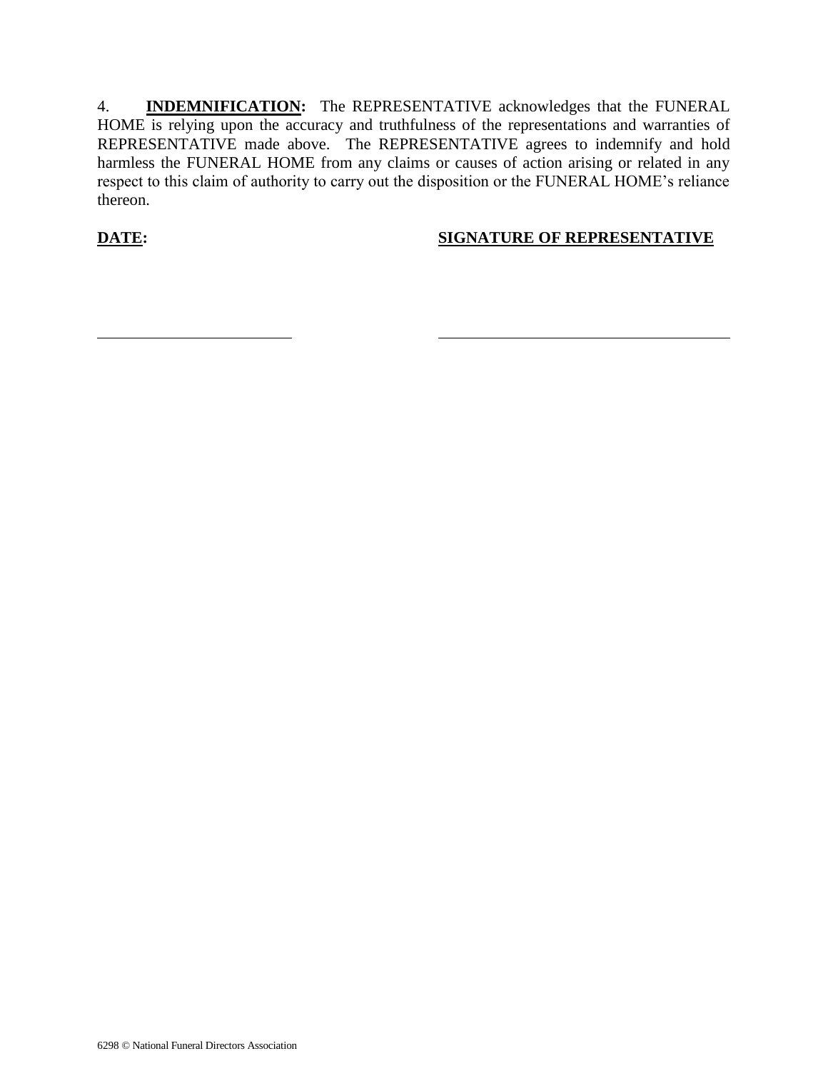4. **INDEMNIFICATION:** The REPRESENTATIVE acknowledges that the FUNERAL HOME is relying upon the accuracy and truthfulness of the representations and warranties of REPRESENTATIVE made above. The REPRESENTATIVE agrees to indemnify and hold harmless the FUNERAL HOME from any claims or causes of action arising or related in any respect to this claim of authority to carry out the disposition or the FUNERAL HOME's reliance thereon.

**DATE:** **SIGNATURE OF REPRESENTATIVE**

\_\_\_\_\_\_\_\_\_\_\_\_\_\_\_\_\_\_\_\_\_\_\_\_ \_\_\_\_\_\_\_\_\_\_\_\_\_\_\_\_\_\_\_\_\_\_\_\_\_\_\_\_\_\_\_\_\_\_\_\_

6298 © National Funeral Directors Association